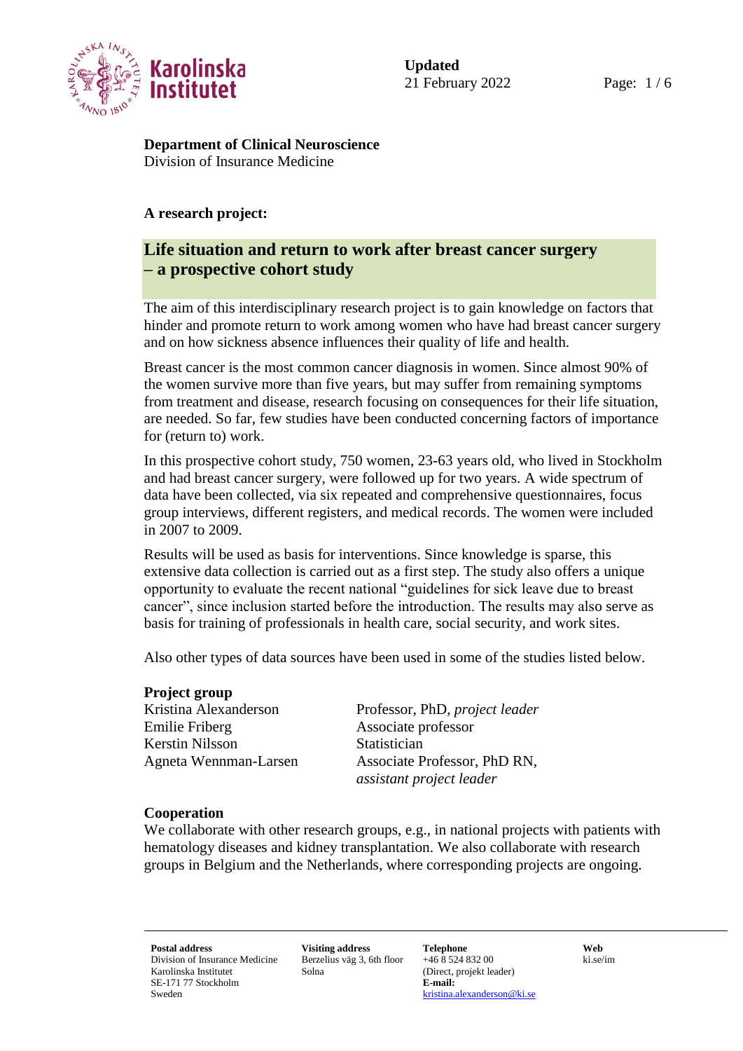**Updated**
21 February 2022

**Department of Clinical Neuroscience**
Division of Insurance Medicine

**A research project:**

# Life situation and return to work after breast cancer surgery – a prospective cohort study

The aim of this interdisciplinary research project is to gain knowledge on factors that hinder and promote return to work among women who have had breast cancer surgery and on how sickness absence influences their quality of life and health.

Breast cancer is the most common cancer diagnosis in women. Since almost 90% of the women survive more than five years, but may suffer from remaining symptoms from treatment and disease, research focusing on consequences for their life situation, are needed. So far, few studies have been conducted concerning factors of importance for (return to) work.

In this prospective cohort study, 750 women, 23-63 years old, who lived in Stockholm and had breast cancer surgery, were followed up for two years. A wide spectrum of data have been collected, via six repeated and comprehensive questionnaires, focus group interviews, different registers, and medical records. The women were included in 2007 to 2009.

Results will be used as basis for interventions. Since knowledge is sparse, this extensive data collection is carried out as a first step. The study also offers a unique opportunity to evaluate the recent national "guidelines for sick leave due to breast cancer", since inclusion started before the introduction. The results may also serve as basis for training of professionals in health care, social security, and work sites.

Also other types of data sources have been used in some of the studies listed below.

## Project group

| | |
|---|---|
| Kristina Alexanderson | Professor, PhD, *project leader* |
| Emilie Friberg | Associate professor |
| Kerstin Nilsson | Statistician |
| Agneta Wennman-Larsen | Associate Professor, PhD RN, *assistant project leader* |

## Cooperation

We collaborate with other research groups, e.g., in national projects with patients with hematology diseases and kidney transplantation. We also collaborate with research groups in Belgium and the Netherlands, where corresponding projects are ongoing.

**Postal address**
Division of Insurance Medicine
Karolinska Institutet
SE-171 77 Stockholm
Sweden

**Visiting address**
Berzelius väg 3, 6th floor
Solna

**Telephone**
+46 8 524 832 00
(Direct, projekt leader)
**E-mail:**
kristina.alexanderson@ki.se

**Web**
ki.se/im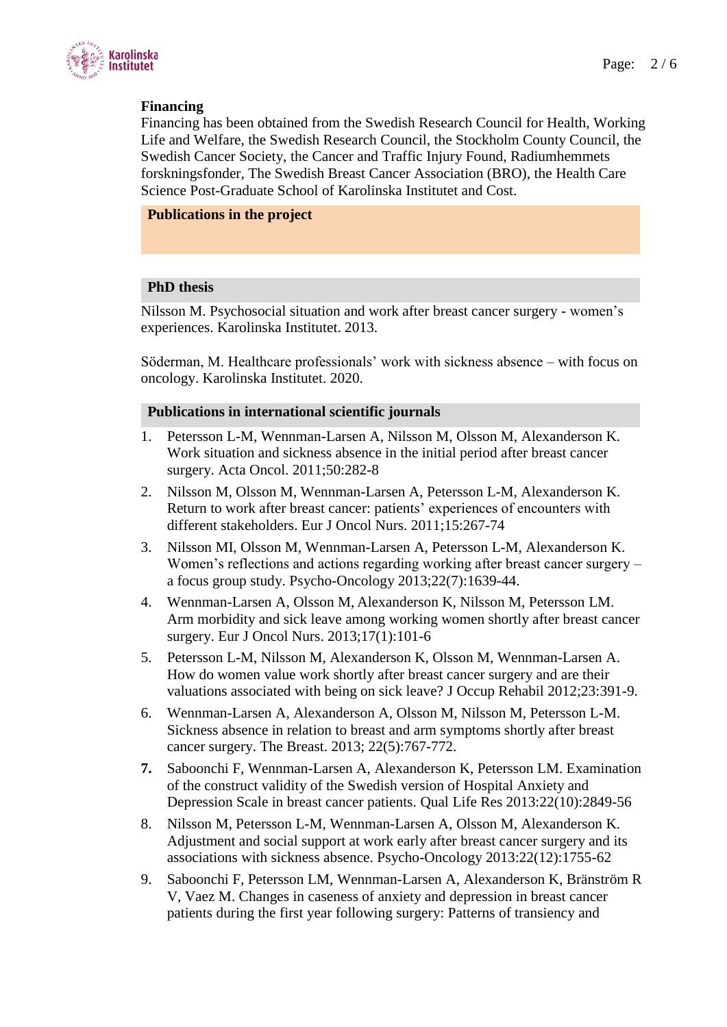**Financing**

Financing has been obtained from the Swedish Research Council for Health, Working Life and Welfare, the Swedish Research Council, the Stockholm County Council, the Swedish Cancer Society, the Cancer and Traffic Injury Found, Radiumhemmets forskningsfonder, The Swedish Breast Cancer Association (BRO), the Health Care Science Post-Graduate School of Karolinska Institutet and Cost.

## Publications in the project

### PhD thesis

Nilsson M. Psychosocial situation and work after breast cancer surgery - women's experiences. Karolinska Institutet. 2013.

Söderman, M. Healthcare professionals' work with sickness absence – with focus on oncology. Karolinska Institutet. 2020.

### Publications in international scientific journals

1. Petersson L-M, Wennman-Larsen A, Nilsson M, Olsson M, Alexanderson K. Work situation and sickness absence in the initial period after breast cancer surgery. Acta Oncol. 2011;50:282-8
2. Nilsson M, Olsson M, Wennman-Larsen A, Petersson L-M, Alexanderson K. Return to work after breast cancer: patients' experiences of encounters with different stakeholders. Eur J Oncol Nurs. 2011;15:267-74
3. Nilsson MI, Olsson M, Wennman-Larsen A, Petersson L-M, Alexanderson K. Women's reflections and actions regarding working after breast cancer surgery – a focus group study. Psycho-Oncology 2013;22(7):1639-44.
4. Wennman-Larsen A, Olsson M, Alexanderson K, Nilsson M, Petersson LM. Arm morbidity and sick leave among working women shortly after breast cancer surgery. Eur J Oncol Nurs. 2013;17(1):101-6
5. Petersson L-M, Nilsson M, Alexanderson K, Olsson M, Wennman-Larsen A. How do women value work shortly after breast cancer surgery and are their valuations associated with being on sick leave? J Occup Rehabil 2012;23:391-9.
6. Wennman-Larsen A, Alexanderson A, Olsson M, Nilsson M, Petersson L-M. Sickness absence in relation to breast and arm symptoms shortly after breast cancer surgery. The Breast. 2013; 22(5):767-772.
7. Saboonchi F, Wennman-Larsen A, Alexanderson K, Petersson LM. Examination of the construct validity of the Swedish version of Hospital Anxiety and Depression Scale in breast cancer patients. Qual Life Res 2013:22(10):2849-56
8. Nilsson M, Petersson L-M, Wennman-Larsen A, Olsson M, Alexanderson K. Adjustment and social support at work early after breast cancer surgery and its associations with sickness absence. Psycho-Oncology 2013:22(12):1755-62
9. Saboonchi F, Petersson LM, Wennman-Larsen A, Alexanderson K, Bränström R V, Vaez M. Changes in caseness of anxiety and depression in breast cancer patients during the first year following surgery: Patterns of transiency and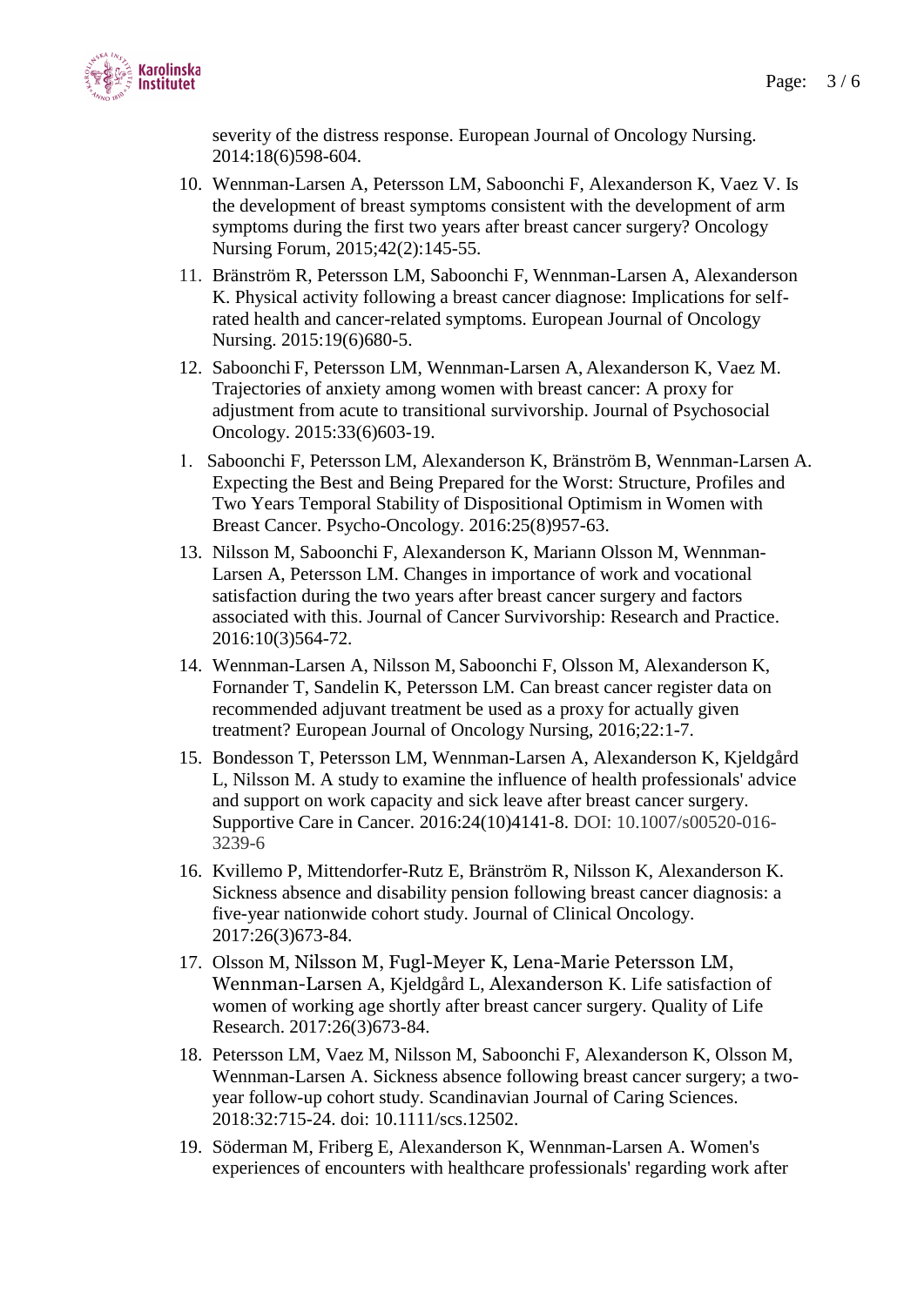severity of the distress response. European Journal of Oncology Nursing. 2014:18(6)598-604.

10. Wennman-Larsen A, Petersson LM, Saboonchi F, Alexanderson K, Vaez V. Is the development of breast symptoms consistent with the development of arm symptoms during the first two years after breast cancer surgery? Oncology Nursing Forum, 2015;42(2):145-55.
11. Bränström R, Petersson LM, Saboonchi F, Wennman-Larsen A, Alexanderson K. Physical activity following a breast cancer diagnose: Implications for self-rated health and cancer-related symptoms. European Journal of Oncology Nursing. 2015:19(6)680-5.
12. Saboonchi F, Petersson LM, Wennman-Larsen A, Alexanderson K, Vaez M. Trajectories of anxiety among women with breast cancer: A proxy for adjustment from acute to transitional survivorship. Journal of Psychosocial Oncology. 2015:33(6)603-19.

1. Saboonchi F, Petersson LM, Alexanderson K, Bränström B, Wennman-Larsen A. Expecting the Best and Being Prepared for the Worst: Structure, Profiles and Two Years Temporal Stability of Dispositional Optimism in Women with Breast Cancer. Psycho-Oncology. 2016:25(8)957-63.

13. Nilsson M, Saboonchi F, Alexanderson K, Mariann Olsson M, Wennman-Larsen A, Petersson LM. Changes in importance of work and vocational satisfaction during the two years after breast cancer surgery and factors associated with this. Journal of Cancer Survivorship: Research and Practice. 2016:10(3)564-72.
14. Wennman-Larsen A, Nilsson M, Saboonchi F, Olsson M, Alexanderson K, Fornander T, Sandelin K, Petersson LM. Can breast cancer register data on recommended adjuvant treatment be used as a proxy for actually given treatment? European Journal of Oncology Nursing, 2016;22:1-7.
15. Bondesson T, Petersson LM, Wennman-Larsen A, Alexanderson K, Kjeldgård L, Nilsson M. A study to examine the influence of health professionals' advice and support on work capacity and sick leave after breast cancer surgery. Supportive Care in Cancer. 2016:24(10)4141-8. DOI: 10.1007/s00520-016-3239-6
16. Kvillemo P, Mittendorfer-Rutz E, Bränström R, Nilsson K, Alexanderson K. Sickness absence and disability pension following breast cancer diagnosis: a five-year nationwide cohort study. Journal of Clinical Oncology. 2017:26(3)673-84.
17. Olsson M, Nilsson M, Fugl-Meyer K, Lena-Marie Petersson LM, Wennman-Larsen A, Kjeldgård L, Alexanderson K. Life satisfaction of women of working age shortly after breast cancer surgery. Quality of Life Research. 2017:26(3)673-84.
18. Petersson LM, Vaez M, Nilsson M, Saboonchi F, Alexanderson K, Olsson M, Wennman-Larsen A. Sickness absence following breast cancer surgery; a two-year follow-up cohort study. Scandinavian Journal of Caring Sciences. 2018:32:715-24. doi: 10.1111/scs.12502.
19. Söderman M, Friberg E, Alexanderson K, Wennman-Larsen A. Women's experiences of encounters with healthcare professionals' regarding work after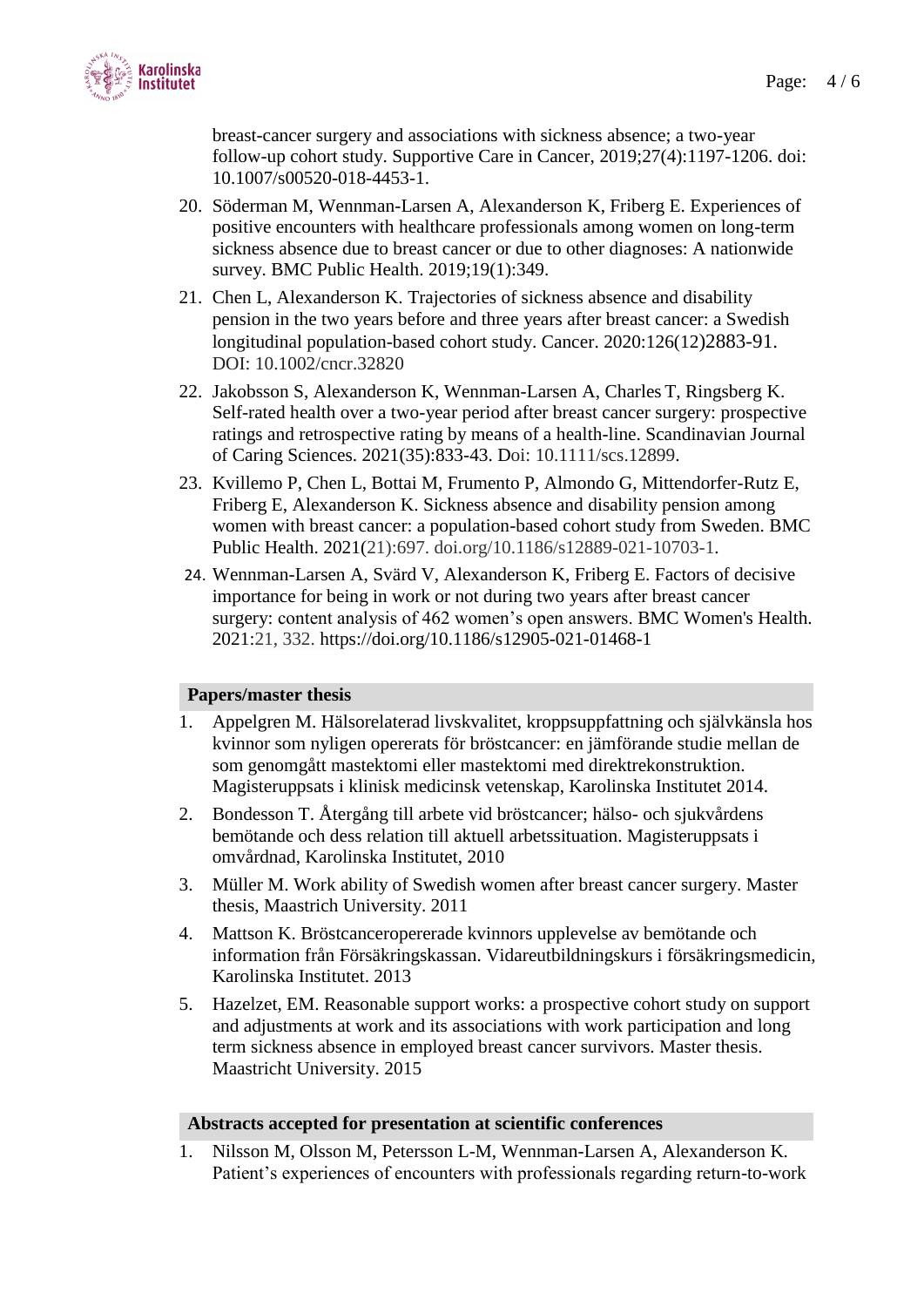breast-cancer surgery and associations with sickness absence; a two-year follow-up cohort study. Supportive Care in Cancer, 2019;27(4):1197-1206. doi: 10.1007/s00520-018-4453-1.

20. Söderman M, Wennman-Larsen A, Alexanderson K, Friberg E. Experiences of positive encounters with healthcare professionals among women on long-term sickness absence due to breast cancer or due to other diagnoses: A nationwide survey. BMC Public Health. 2019;19(1):349.
21. Chen L, Alexanderson K. Trajectories of sickness absence and disability pension in the two years before and three years after breast cancer: a Swedish longitudinal population-based cohort study. Cancer. 2020:126(12)2883-91. DOI: 10.1002/cncr.32820
22. Jakobsson S, Alexanderson K, Wennman-Larsen A, Charles T, Ringsberg K. Self-rated health over a two-year period after breast cancer surgery: prospective ratings and retrospective rating by means of a health-line. Scandinavian Journal of Caring Sciences. 2021(35):833-43. Doi: 10.1111/scs.12899.
23. Kvillemo P, Chen L, Bottai M, Frumento P, Almondo G, Mittendorfer-Rutz E, Friberg E, Alexanderson K. Sickness absence and disability pension among women with breast cancer: a population-based cohort study from Sweden. BMC Public Health. 2021(21):697. doi.org/10.1186/s12889-021-10703-1.
24. Wennman-Larsen A, Svärd V, Alexanderson K, Friberg E. Factors of decisive importance for being in work or not during two years after breast cancer surgery: content analysis of 462 women's open answers. BMC Women's Health. 2021:21, 332. https://doi.org/10.1186/s12905-021-01468-1

## Papers/master thesis

1. Appelgren M. Hälsorelaterad livskvalitet, kroppsuppfattning och självkänsla hos kvinnor som nyligen opererats för bröstcancer: en jämförande studie mellan de som genomgått mastektomi eller mastektomi med direktrekonstruktion. Magisteruppsats i klinisk medicinsk vetenskap, Karolinska Institutet 2014.
2. Bondesson T. Återgång till arbete vid bröstcancer; hälso- och sjukvårdens bemötande och dess relation till aktuell arbetssituation. Magisteruppsats i omvårdnad, Karolinska Institutet, 2010
3. Müller M. Work ability of Swedish women after breast cancer surgery. Master thesis, Maastrich University. 2011
4. Mattson K. Bröstcanceropererade kvinnors upplevelse av bemötande och information från Försäkringskassan. Vidareutbildningskurs i försäkringsmedicin, Karolinska Institutet. 2013
5. Hazelzet, EM. Reasonable support works: a prospective cohort study on support and adjustments at work and its associations with work participation and long term sickness absence in employed breast cancer survivors. Master thesis. Maastricht University. 2015

## Abstracts accepted for presentation at scientific conferences

1. Nilsson M, Olsson M, Petersson L-M, Wennman-Larsen A, Alexanderson K. Patient's experiences of encounters with professionals regarding return-to-work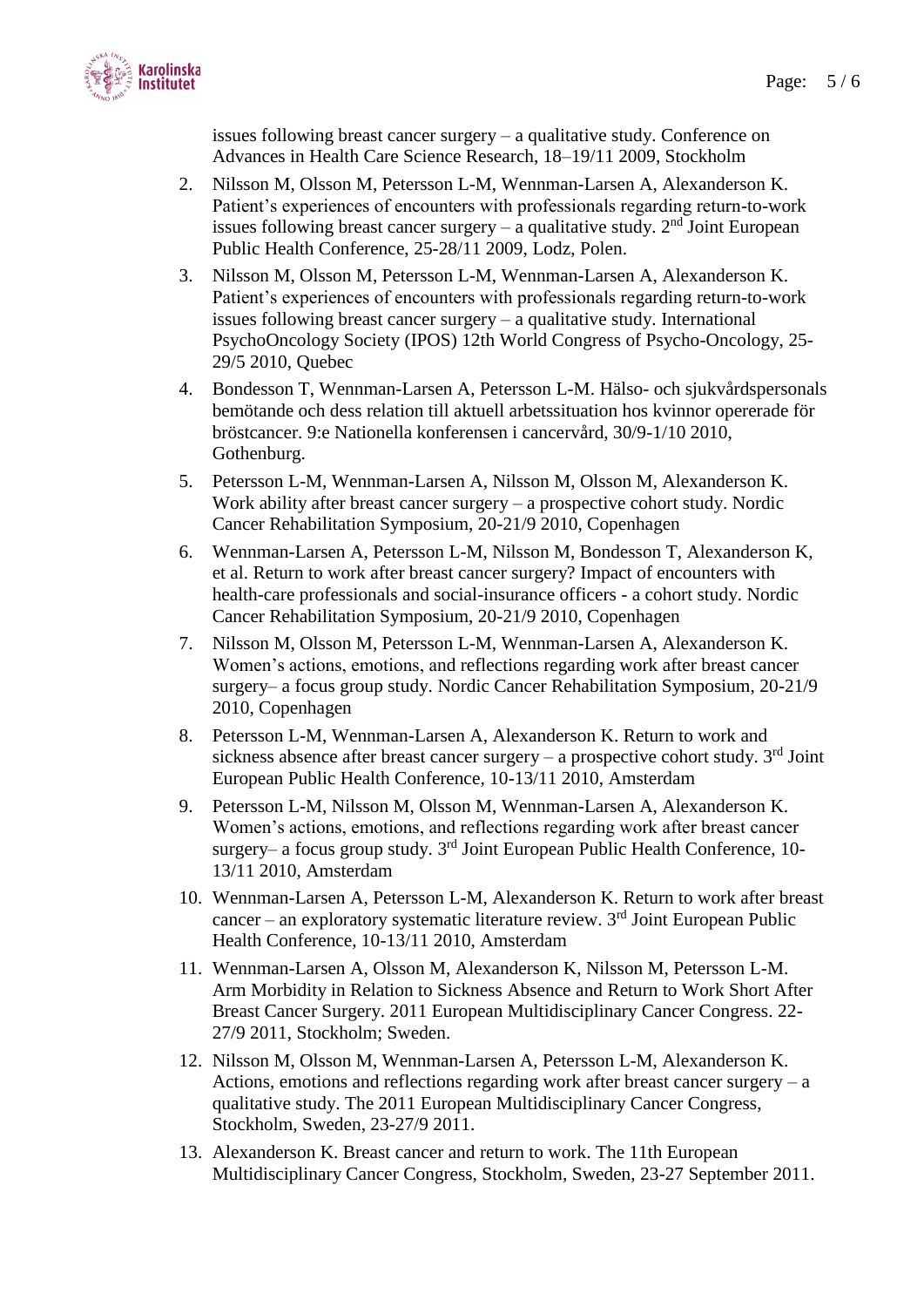issues following breast cancer surgery – a qualitative study. Conference on Advances in Health Care Science Research, 18–19/11 2009, Stockholm

2. Nilsson M, Olsson M, Petersson L-M, Wennman-Larsen A, Alexanderson K. Patient's experiences of encounters with professionals regarding return-to-work issues following breast cancer surgery – a qualitative study. 2nd Joint European Public Health Conference, 25-28/11 2009, Lodz, Polen.
3. Nilsson M, Olsson M, Petersson L-M, Wennman-Larsen A, Alexanderson K. Patient's experiences of encounters with professionals regarding return-to-work issues following breast cancer surgery – a qualitative study. International PsychoOncology Society (IPOS) 12th World Congress of Psycho-Oncology, 25-29/5 2010, Quebec
4. Bondesson T, Wennman-Larsen A, Petersson L-M. Hälso- och sjukvårdspersonals bemötande och dess relation till aktuell arbetssituation hos kvinnor opererade för bröstcancer. 9:e Nationella konferensen i cancervård, 30/9-1/10 2010, Gothenburg.
5. Petersson L-M, Wennman-Larsen A, Nilsson M, Olsson M, Alexanderson K. Work ability after breast cancer surgery – a prospective cohort study. Nordic Cancer Rehabilitation Symposium, 20-21/9 2010, Copenhagen
6. Wennman-Larsen A, Petersson L-M, Nilsson M, Bondesson T, Alexanderson K, et al. Return to work after breast cancer surgery? Impact of encounters with health-care professionals and social-insurance officers - a cohort study. Nordic Cancer Rehabilitation Symposium, 20-21/9 2010, Copenhagen
7. Nilsson M, Olsson M, Petersson L-M, Wennman-Larsen A, Alexanderson K. Women's actions, emotions, and reflections regarding work after breast cancer surgery– a focus group study. Nordic Cancer Rehabilitation Symposium, 20-21/9 2010, Copenhagen
8. Petersson L-M, Wennman-Larsen A, Alexanderson K. Return to work and sickness absence after breast cancer surgery – a prospective cohort study. 3rd Joint European Public Health Conference, 10-13/11 2010, Amsterdam
9. Petersson L-M, Nilsson M, Olsson M, Wennman-Larsen A, Alexanderson K. Women's actions, emotions, and reflections regarding work after breast cancer surgery– a focus group study. 3rd Joint European Public Health Conference, 10-13/11 2010, Amsterdam
10. Wennman-Larsen A, Petersson L-M, Alexanderson K. Return to work after breast cancer – an exploratory systematic literature review. 3rd Joint European Public Health Conference, 10-13/11 2010, Amsterdam
11. Wennman-Larsen A, Olsson M, Alexanderson K, Nilsson M, Petersson L-M. Arm Morbidity in Relation to Sickness Absence and Return to Work Short After Breast Cancer Surgery. 2011 European Multidisciplinary Cancer Congress. 22-27/9 2011, Stockholm; Sweden.
12. Nilsson M, Olsson M, Wennman-Larsen A, Petersson L-M, Alexanderson K. Actions, emotions and reflections regarding work after breast cancer surgery – a qualitative study. The 2011 European Multidisciplinary Cancer Congress, Stockholm, Sweden, 23-27/9 2011.
13. Alexanderson K. Breast cancer and return to work. The 11th European Multidisciplinary Cancer Congress, Stockholm, Sweden, 23-27 September 2011.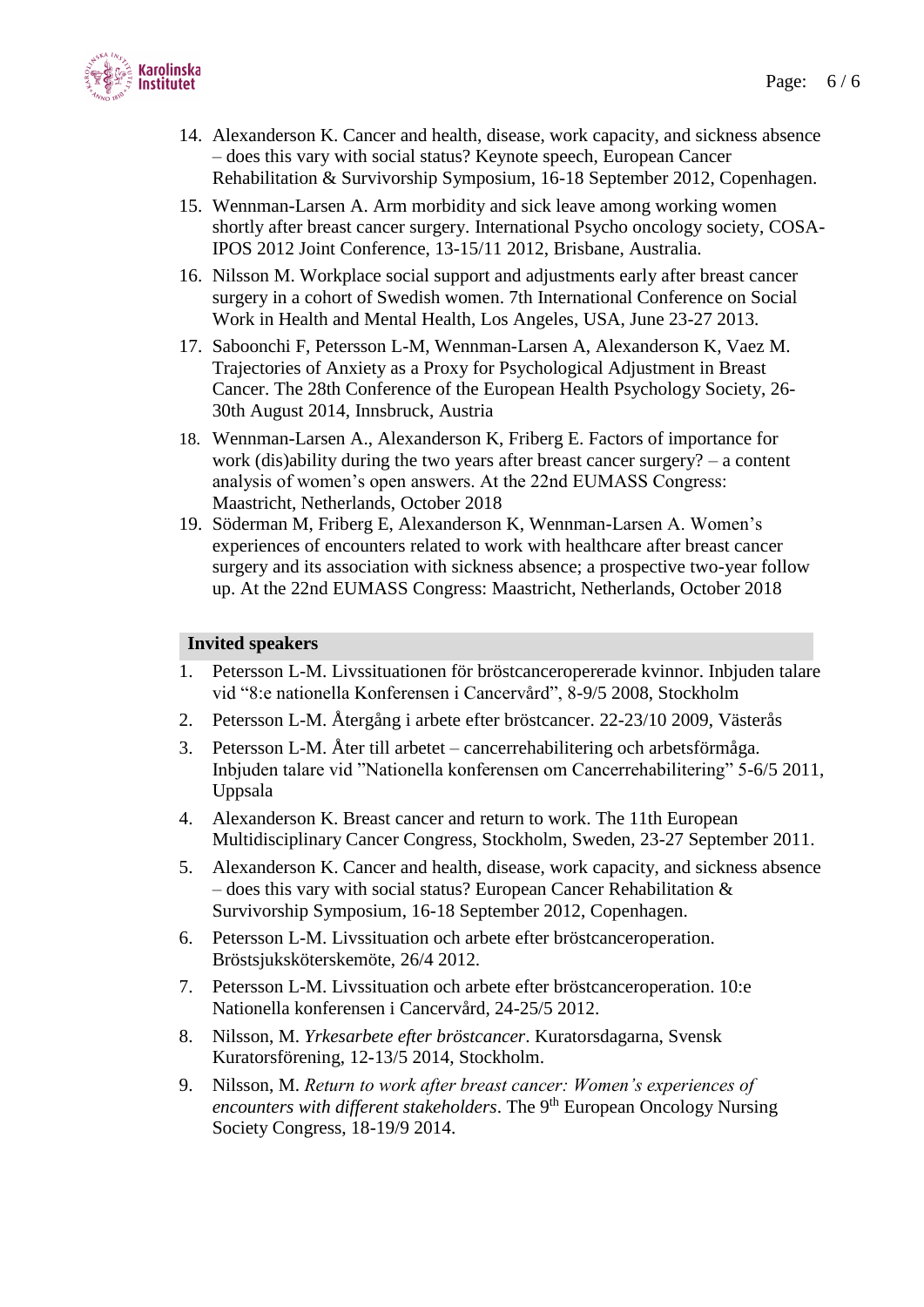14. Alexanderson K. Cancer and health, disease, work capacity, and sickness absence – does this vary with social status? Keynote speech, European Cancer Rehabilitation & Survivorship Symposium, 16-18 September 2012, Copenhagen.
15. Wennman-Larsen A. Arm morbidity and sick leave among working women shortly after breast cancer surgery. International Psycho oncology society, COSA-IPOS 2012 Joint Conference, 13-15/11 2012, Brisbane, Australia.
16. Nilsson M. Workplace social support and adjustments early after breast cancer surgery in a cohort of Swedish women. 7th International Conference on Social Work in Health and Mental Health, Los Angeles, USA, June 23-27 2013.
17. Saboonchi F, Petersson L-M, Wennman-Larsen A, Alexanderson K, Vaez M. Trajectories of Anxiety as a Proxy for Psychological Adjustment in Breast Cancer. The 28th Conference of the European Health Psychology Society, 26-30th August 2014, Innsbruck, Austria
18. Wennman-Larsen A., Alexanderson K, Friberg E. Factors of importance for work (dis)ability during the two years after breast cancer surgery? – a content analysis of women's open answers. At the 22nd EUMASS Congress: Maastricht, Netherlands, October 2018
19. Söderman M, Friberg E, Alexanderson K, Wennman-Larsen A. Women's experiences of encounters related to work with healthcare after breast cancer surgery and its association with sickness absence; a prospective two-year follow up. At the 22nd EUMASS Congress: Maastricht, Netherlands, October 2018

## Invited speakers

1. Petersson L-M. Livssituationen för bröstcanceropererade kvinnor. Inbjuden talare vid "8:e nationella Konferensen i Cancervård", 8-9/5 2008, Stockholm
2. Petersson L-M. Återgång i arbete efter bröstcancer. 22-23/10 2009, Västerås
3. Petersson L-M. Åter till arbetet – cancerrehabilitering och arbetsförmåga. Inbjuden talare vid "Nationella konferensen om Cancerrehabilitering" 5-6/5 2011, Uppsala
4. Alexanderson K. Breast cancer and return to work. The 11th European Multidisciplinary Cancer Congress, Stockholm, Sweden, 23-27 September 2011.
5. Alexanderson K. Cancer and health, disease, work capacity, and sickness absence – does this vary with social status? European Cancer Rehabilitation & Survivorship Symposium, 16-18 September 2012, Copenhagen.
6. Petersson L-M. Livssituation och arbete efter bröstcanceroperation. Bröstsjuksköterskemöte, 26/4 2012.
7. Petersson L-M. Livssituation och arbete efter bröstcanceroperation. 10:e Nationella konferensen i Cancervård, 24-25/5 2012.
8. Nilsson, M. *Yrkesarbete efter bröstcancer*. Kuratorsdagarna, Svensk Kuratorsförening, 12-13/5 2014, Stockholm.
9. Nilsson, M. *Return to work after breast cancer: Women's experiences of encounters with different stakeholders*. The 9th European Oncology Nursing Society Congress, 18-19/9 2014.